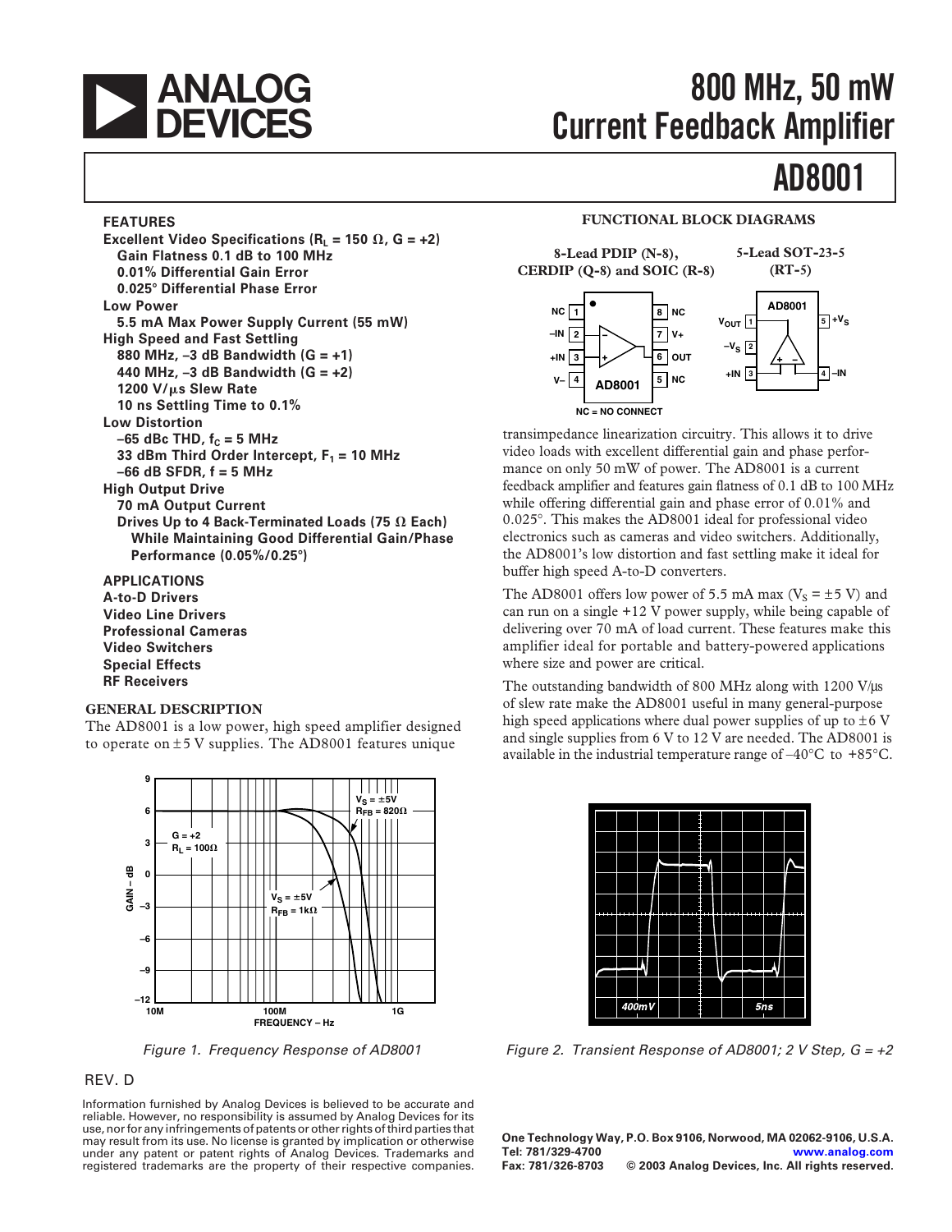# 800 MHz, 50 mW Current Feedback Amplifier

# AD8001

## FEATURES

**Excellent Video Specifications ($R_L$ = 150 Ω, G = +2)**
- **Gain Flatness 0.1 dB to 100 MHz**
- **0.01% Differential Gain Error**
- **0.025° Differential Phase Error**

**Low Power**
- **5.5 mA Max Power Supply Current (55 mW)**

**High Speed and Fast Settling**
- **880 MHz, –3 dB Bandwidth (G = +1)**
- **440 MHz, –3 dB Bandwidth (G = +2)**
- **1200 V/μs Slew Rate**
- **10 ns Settling Time to 0.1%**

**Low Distortion**
- **–65 dBc THD, $f_C$ = 5 MHz**
- **33 dBm Third Order Intercept, $F_1$ = 10 MHz**
- **–66 dB SFDR, f = 5 MHz**

**High Output Drive**
- **70 mA Output Current**
- **Drives Up to 4 Back-Terminated Loads (75 Ω Each) While Maintaining Good Differential Gain/Phase Performance (0.05%/0.25°)**

## APPLICATIONS

**A-to-D Drivers**
**Video Line Drivers**
**Professional Cameras**
**Video Switchers**
**Special Effects**
**RF Receivers**

## FUNCTIONAL BLOCK DIAGRAMS

**8-Lead PDIP (N-8), CERDIP (Q-8) and SOIC (R-8)**

**5-Lead SOT-23-5 (RT-5)**

NC = NO CONNECT

## GENERAL DESCRIPTION

The AD8001 is a low power, high speed amplifier designed to operate on ±5 V supplies. The AD8001 features unique transimpedance linearization circuitry. This allows it to drive video loads with excellent differential gain and phase performance on only 50 mW of power. The AD8001 is a current feedback amplifier and features gain flatness of 0.1 dB to 100 MHz while offering differential gain and phase error of 0.01% and 0.025°. This makes the AD8001 ideal for professional video electronics such as cameras and video switchers. Additionally, the AD8001's low distortion and fast settling make it ideal for buffer high speed A-to-D converters.

The AD8001 offers low power of 5.5 mA max ($V_S$ = ±5 V) and can run on a single +12 V power supply, while being capable of delivering over 70 mA of load current. These features make this amplifier ideal for portable and battery-powered applications where size and power are critical.

The outstanding bandwidth of 800 MHz along with 1200 V/μs of slew rate make the AD8001 useful in many general-purpose high speed applications where dual power supplies of up to ±6 V and single supplies from 6 V to 12 V are needed. The AD8001 is available in the industrial temperature range of –40°C to +85°C.

*Figure 1. Frequency Response of AD8001*

*Figure 2. Transient Response of AD8001; 2 V Step, G = +2*

REV. D

Information furnished by Analog Devices is believed to be accurate and reliable. However, no responsibility is assumed by Analog Devices for its use, nor for any infringements of patents or other rights of third parties that may result from its use. No license is granted by implication or otherwise under any patent or patent rights of Analog Devices. Trademarks and registered trademarks are the property of their respective companies.

One Technology Way, P.O. Box 9106, Norwood, MA 02062-9106, U.S.A.
Tel: 781/329-4700 www.analog.com
Fax: 781/326-8703 © 2003 Analog Devices, Inc. All rights reserved.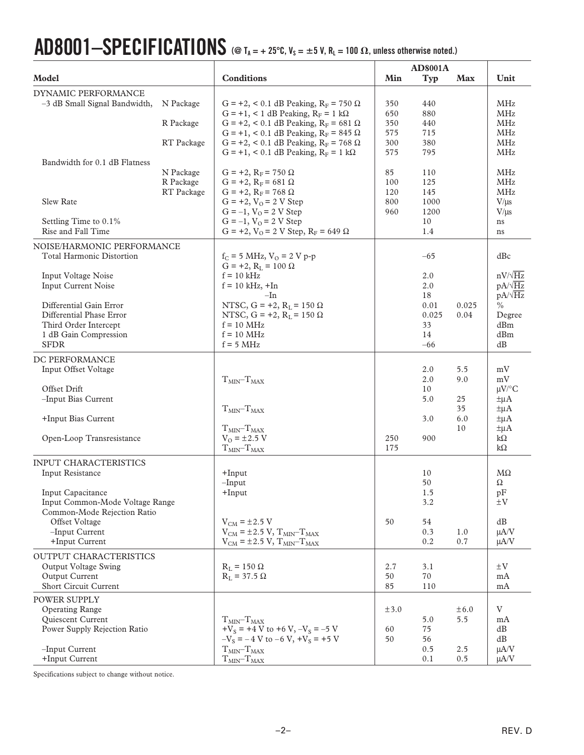# AD8001–SPECIFICATIONS (@ $T_A$ = +25°C, $V_S$ = ±5 V, $R_L$ = 100 Ω, unless otherwise noted.)

| Model | | Conditions | AD8001A Min | AD8001A Typ | AD8001A Max | Unit |
|---|---|---|---|---|---|---|
| **DYNAMIC PERFORMANCE** | | | | | | |
| –3 dB Small Signal Bandwidth, | N Package | G = +2, < 0.1 dB Peaking, $R_F$ = 750 Ω | 350 | 440 | | MHz |
| | | G = +1, < 1 dB Peaking, $R_F$ = 1 kΩ | 650 | 880 | | MHz |
| | R Package | G = +2, < 0.1 dB Peaking, $R_F$ = 681 Ω | 350 | 440 | | MHz |
| | | G = +1, < 0.1 dB Peaking, $R_F$ = 845 Ω | 575 | 715 | | MHz |
| | RT Package | G = +2, < 0.1 dB Peaking, $R_F$ = 768 Ω | 300 | 380 | | MHz |
| | | G = +1, < 0.1 dB Peaking, $R_F$ = 1 kΩ | 575 | 795 | | MHz |
| Bandwidth for 0.1 dB Flatness | | | | | | |
| | N Package | G = +2, $R_F$ = 750 Ω | 85 | 110 | | MHz |
| | R Package | G = +2, $R_F$ = 681 Ω | 100 | 125 | | MHz |
| | RT Package | G = +2, $R_F$ = 768 Ω | 120 | 145 | | MHz |
| Slew Rate | | G = +2, $V_O$ = 2 V Step | 800 | 1000 | | V/μs |
| | | G = –1, $V_O$ = 2 V Step | 960 | 1200 | | V/μs |
| Settling Time to 0.1% | | G = –1, $V_O$ = 2 V Step | | 10 | | ns |
| Rise and Fall Time | | G = +2, $V_O$ = 2 V Step, $R_F$ = 649 Ω | | 1.4 | | ns |
| **NOISE/HARMONIC PERFORMANCE** | | | | | | |
| Total Harmonic Distortion | | $f_C$ = 5 MHz, $V_O$ = 2 V p-p G = +2, $R_L$ = 100 Ω | | –65 | | dBc |
| Input Voltage Noise | | f = 10 kHz | | 2.0 | | nV/√Hz |
| Input Current Noise | | f = 10 kHz, +In | | 2.0 | | pA/√Hz |
| | | –In | | 18 | | pA/√Hz |
| Differential Gain Error | | NTSC, G = +2, $R_L$ = 150 Ω | | 0.01 | 0.025 | % |
| Differential Phase Error | | NTSC, G = +2, $R_L$ = 150 Ω | | 0.025 | 0.04 | Degree |
| Third Order Intercept | | f = 10 MHz | | 33 | | dBm |
| 1 dB Gain Compression | | f = 10 MHz | | 14 | | dBm |
| SFDR | | f = 5 MHz | | –66 | | dB |
| **DC PERFORMANCE** | | | | | | |
| Input Offset Voltage | | | | 2.0 | 5.5 | mV |
| | | $T_{MIN}$–$T_{MAX}$ | | 2.0 | 9.0 | mV |
| Offset Drift | | | | 10 | | μV/°C |
| –Input Bias Current | | | | 5.0 | 25 | ±μA |
| | | $T_{MIN}$–$T_{MAX}$ | | | 35 | ±μA |
| +Input Bias Current | | | | 3.0 | 6.0 | ±μA |
| | | $T_{MIN}$–$T_{MAX}$ | | | 10 | ±μA |
| Open-Loop Transresistance | | $V_O$ = ±2.5 V | 250 | 900 | | kΩ |
| | | $T_{MIN}$–$T_{MAX}$ | 175 | | | kΩ |
| **INPUT CHARACTERISTICS** | | | | | | |
| Input Resistance | | +Input | | 10 | | MΩ |
| | | –Input | | 50 | | Ω |
| Input Capacitance | | +Input | | 1.5 | | pF |
| Input Common-Mode Voltage Range | | | | 3.2 | | ±V |
| Common-Mode Rejection Ratio | | | | | | |
| Offset Voltage | | $V_{CM}$ = ±2.5 V | 50 | 54 | | dB |
| –Input Current | | $V_{CM}$ = ±2.5 V, $T_{MIN}$–$T_{MAX}$ | | 0.3 | 1.0 | μA/V |
| +Input Current | | $V_{CM}$ = ±2.5 V, $T_{MIN}$–$T_{MAX}$ | | 0.2 | 0.7 | μA/V |
| **OUTPUT CHARACTERISTICS** | | | | | | |
| Output Voltage Swing | | $R_L$ = 150 Ω | 2.7 | 3.1 | | ±V |
| Output Current | | $R_L$ = 37.5 Ω | 50 | 70 | | mA |
| Short Circuit Current | | | 85 | 110 | | mA |
| **POWER SUPPLY** | | | | | | |
| Operating Range | | | ±3.0 | | ±6.0 | V |
| Quiescent Current | | $T_{MIN}$–$T_{MAX}$ | | 5.0 | 5.5 | mA |
| Power Supply Rejection Ratio | | $+V_S$ = +4 V to +6 V, $–V_S$ = –5 V | 60 | 75 | | dB |
| | | $–V_S$ = –4 V to –6 V, $+V_S$ = +5 V | 50 | 56 | | dB |
| –Input Current | | $T_{MIN}$–$T_{MAX}$ | | 0.5 | 2.5 | μA/V |
| +Input Current | | $T_{MIN}$–$T_{MAX}$ | | 0.1 | 0.5 | μA/V |

Specifications subject to change without notice.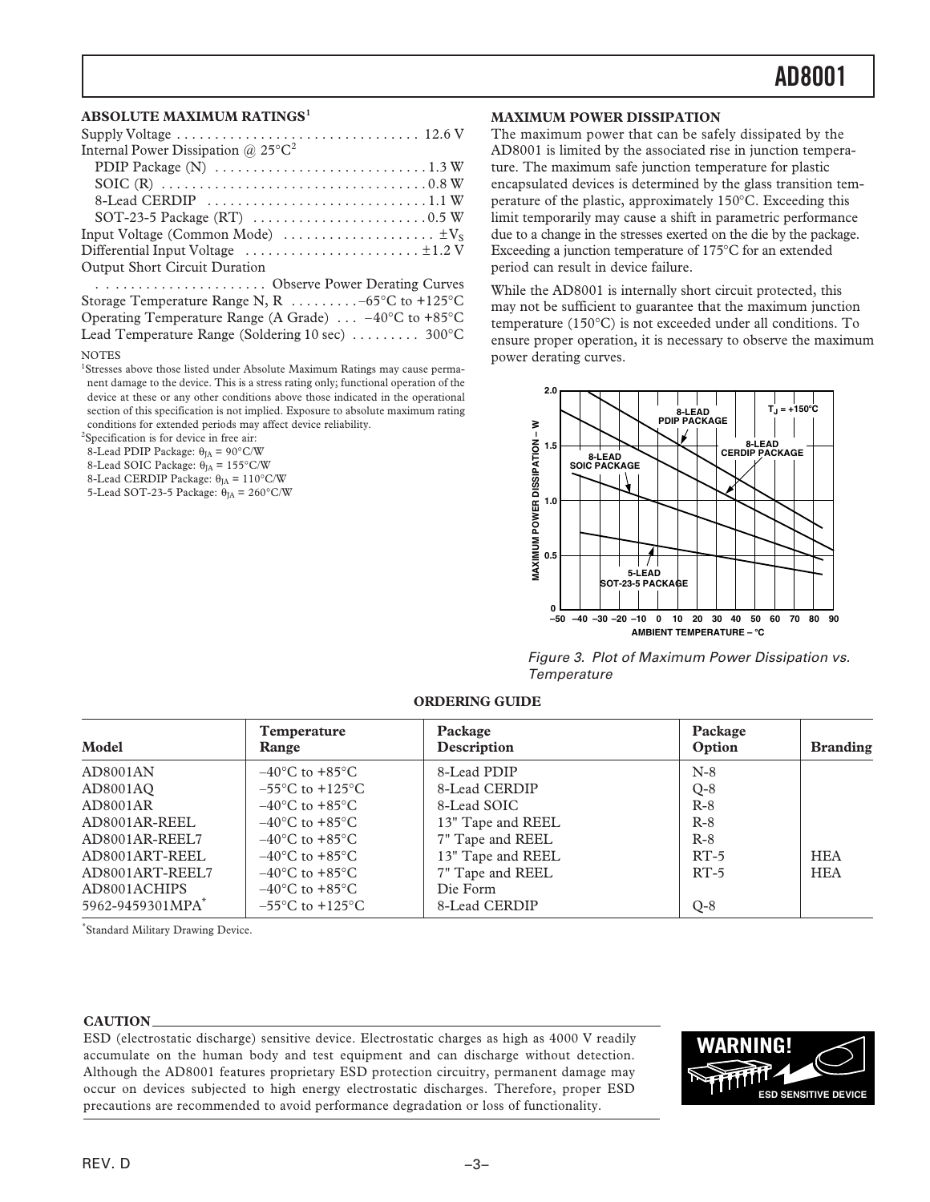## ABSOLUTE MAXIMUM RATINGS[1]

Supply Voltage . . . . . . . . . . . . . . . . . . . . . . . . . . . . . . . . 12.6 V
Internal Power Dissipation @ 25°C[2]
PDIP Package (N) . . . . . . . . . . . . . . . . . . . . . . . . . . . 1.3 W
SOIC (R) . . . . . . . . . . . . . . . . . . . . . . . . . . . . . . . . . . 0.8 W
8-Lead CERDIP . . . . . . . . . . . . . . . . . . . . . . . . . . . . 1.1 W
SOT-23-5 Package (RT) . . . . . . . . . . . . . . . . . . . . . . 0.5 W
Input Voltage (Common Mode) . . . . . . . . . . . . . . . . . . . $\pm V_S$
Differential Input Voltage . . . . . . . . . . . . . . . . . . . . . . ±1.2 V
Output Short Circuit Duration
. . . . . . . . . . . . . . . . . . . . . Observe Power Derating Curves
Storage Temperature Range N, R . . . . . . . . . –65°C to +125°C
Operating Temperature Range (A Grade) . . . –40°C to +85°C
Lead Temperature Range (Soldering 10 sec) . . . . . . . . . 300°C

NOTES

[1]Stresses above those listed under Absolute Maximum Ratings may cause permanent damage to the device. This is a stress rating only; functional operation of the device at these or any other conditions above those indicated in the operational section of this specification is not implied. Exposure to absolute maximum rating conditions for extended periods may affect device reliability.

[2]Specification is for device in free air:
8-Lead PDIP Package: $\theta_{JA}$ = 90°C/W
8-Lead SOIC Package: $\theta_{JA}$ = 155°C/W
8-Lead CERDIP Package: $\theta_{JA}$ = 110°C/W
5-Lead SOT-23-5 Package: $\theta_{JA}$ = 260°C/W

## MAXIMUM POWER DISSIPATION

The maximum power that can be safely dissipated by the AD8001 is limited by the associated rise in junction temperature. The maximum safe junction temperature for plastic encapsulated devices is determined by the glass transition temperature of the plastic, approximately 150°C. Exceeding this limit temporarily may cause a shift in parametric performance due to a change in the stresses exerted on the die by the package. Exceeding a junction temperature of 175°C for an extended period can result in device failure.

While the AD8001 is internally short circuit protected, this may not be sufficient to guarantee that the maximum junction temperature (150°C) is not exceeded under all conditions. To ensure proper operation, it is necessary to observe the maximum power derating curves.

*Figure 3. Plot of Maximum Power Dissipation vs. Temperature*

## ORDERING GUIDE

| Model | Temperature Range | Package Description | Package Option | Branding |
|---|---|---|---|---|
| AD8001AN | –40°C to +85°C | 8-Lead PDIP | N-8 | |
| AD8001AQ | –55°C to +125°C | 8-Lead CERDIP | Q-8 | |
| AD8001AR | –40°C to +85°C | 8-Lead SOIC | R-8 | |
| AD8001AR-REEL | –40°C to +85°C | 13" Tape and REEL | R-8 | |
| AD8001AR-REEL7 | –40°C to +85°C | 7" Tape and REEL | R-8 | |
| AD8001ART-REEL | –40°C to +85°C | 13" Tape and REEL | RT-5 | HEA |
| AD8001ART-REEL7 | –40°C to +85°C | 7" Tape and REEL | RT-5 | HEA |
| AD8001ACHIPS | –40°C to +85°C | Die Form | | |
| 5962-9459301MPA* | –55°C to +125°C | 8-Lead CERDIP | Q-8 | |

*Standard Military Drawing Device.

## CAUTION

ESD (electrostatic discharge) sensitive device. Electrostatic charges as high as 4000 V readily accumulate on the human body and test equipment and can discharge without detection. Although the AD8001 features proprietary ESD protection circuitry, permanent damage may occur on devices subjected to high energy electrostatic discharges. Therefore, proper ESD precautions are recommended to avoid performance degradation or loss of functionality.

WARNING! ESD SENSITIVE DEVICE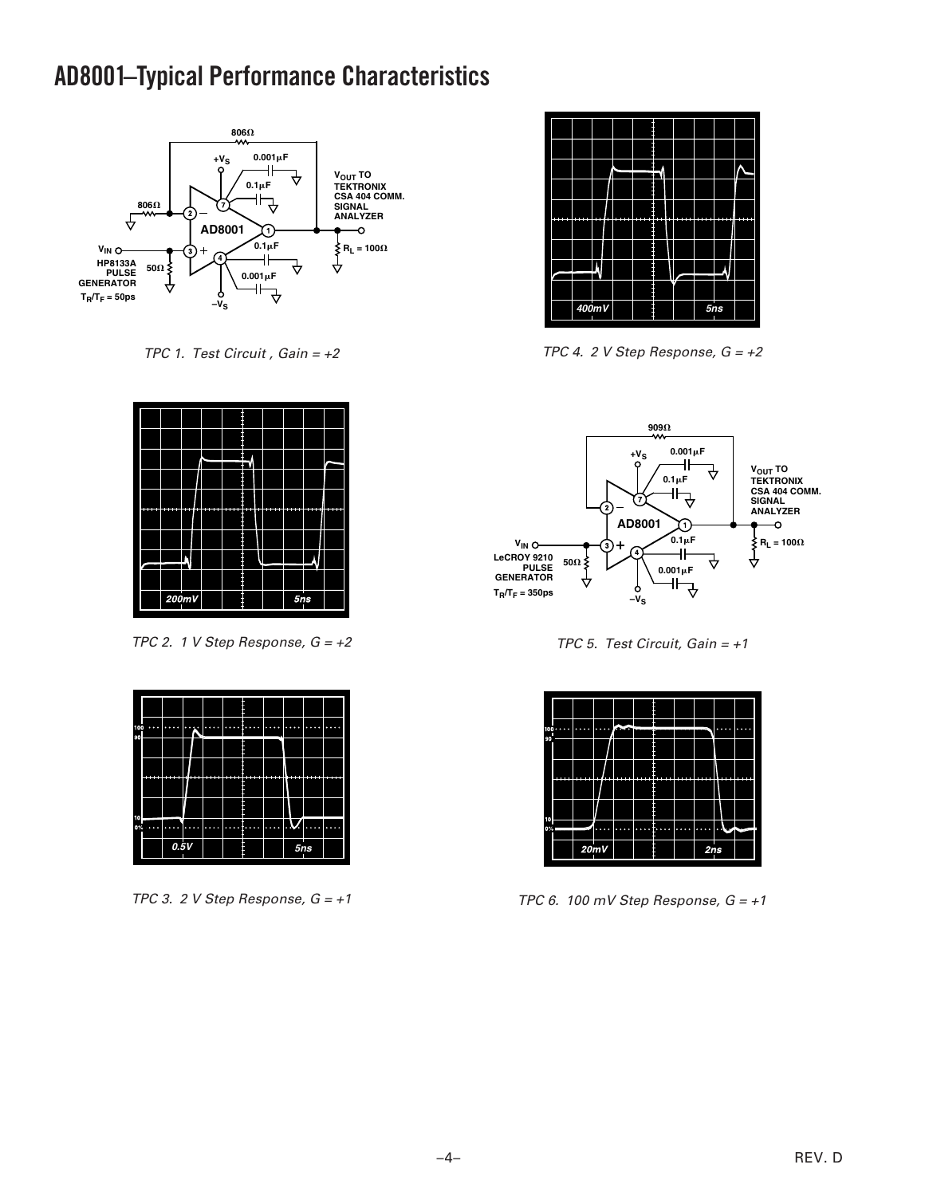## AD8001–Typical Performance Characteristics

TPC 1. Test Circuit , Gain = +2

TPC 2. 1 V Step Response, G = +2

TPC 3. 2 V Step Response, G = +1

TPC 4. 2 V Step Response, G = +2

TPC 5. Test Circuit, Gain = +1

TPC 6. 100 mV Step Response, G = +1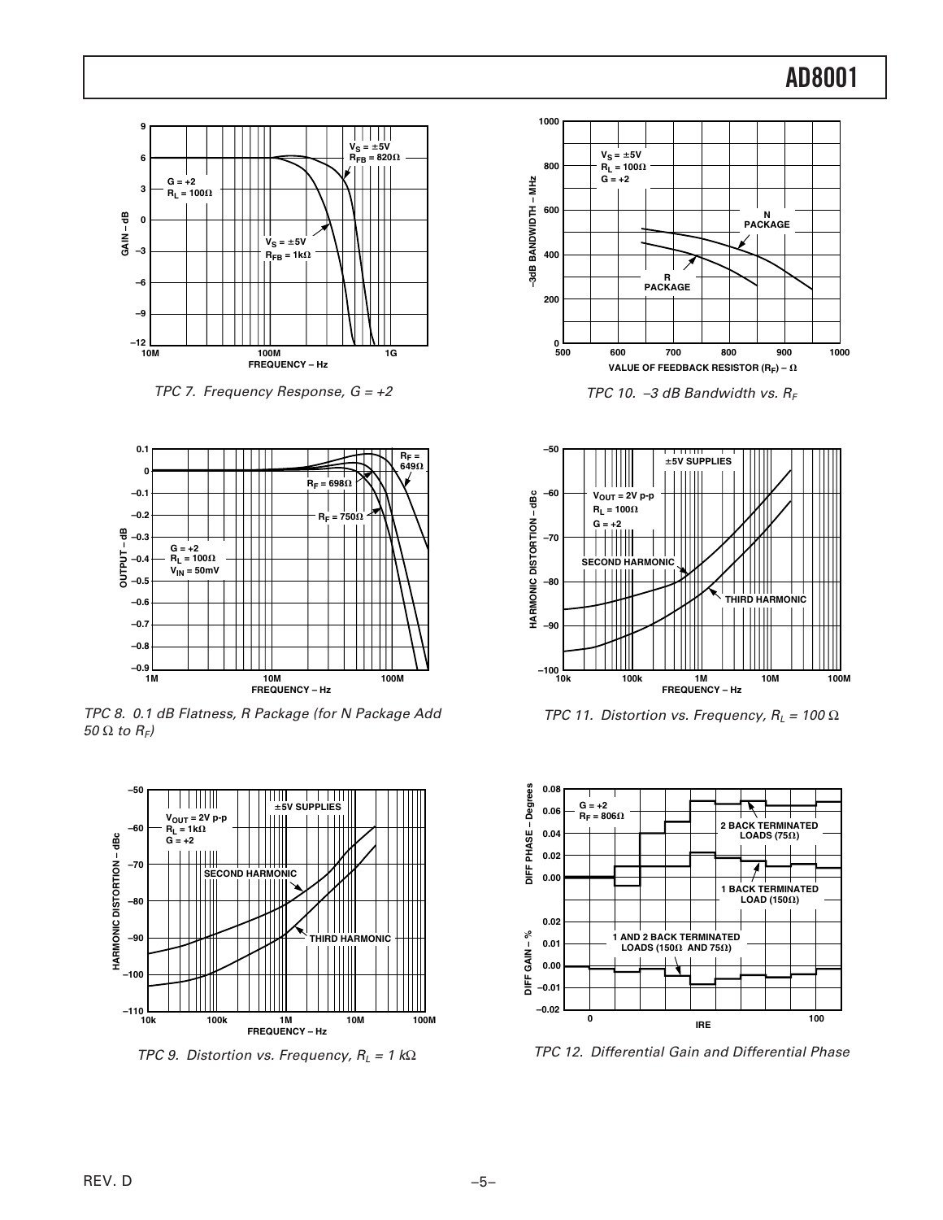TPC 7. Frequency Response, $G = +2$

TPC 8. 0.1 dB Flatness, R Package (for N Package Add 50 Ω to $R_F$)

TPC 9. Distortion vs. Frequency, $R_L$ = 1 kΩ

TPC 10. –3 dB Bandwidth vs. $R_F$

TPC 11. Distortion vs. Frequency, $R_L$ = 100 Ω

TPC 12. Differential Gain and Differential Phase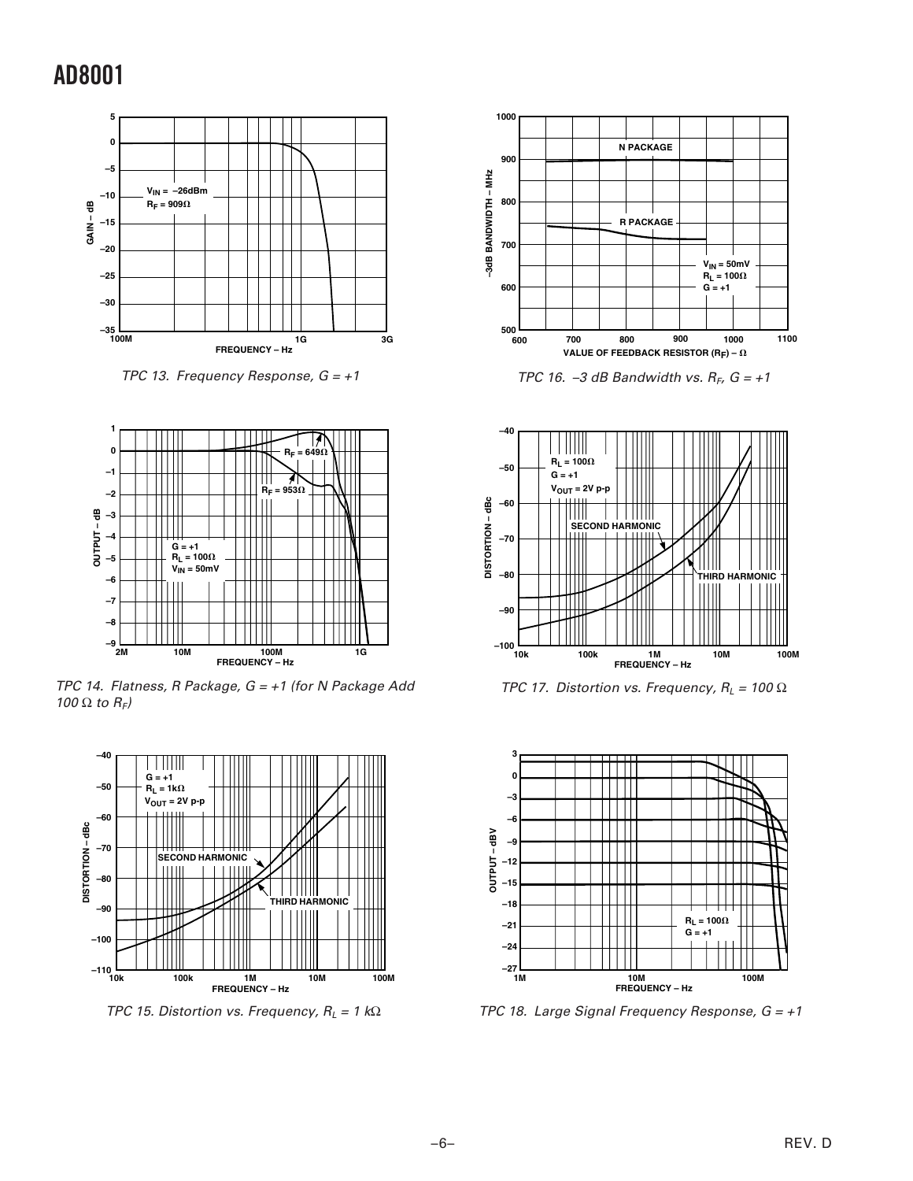TPC 13. Frequency Response, G = +1

TPC 14. Flatness, R Package, G = +1 (for N Package Add 100 Ω to $R_F$)

TPC 15. Distortion vs. Frequency, $R_L$ = 1 kΩ

TPC 16. –3 dB Bandwidth vs. $R_F$, G = +1

TPC 17. Distortion vs. Frequency, $R_L$ = 100 Ω

TPC 18. Large Signal Frequency Response, G = +1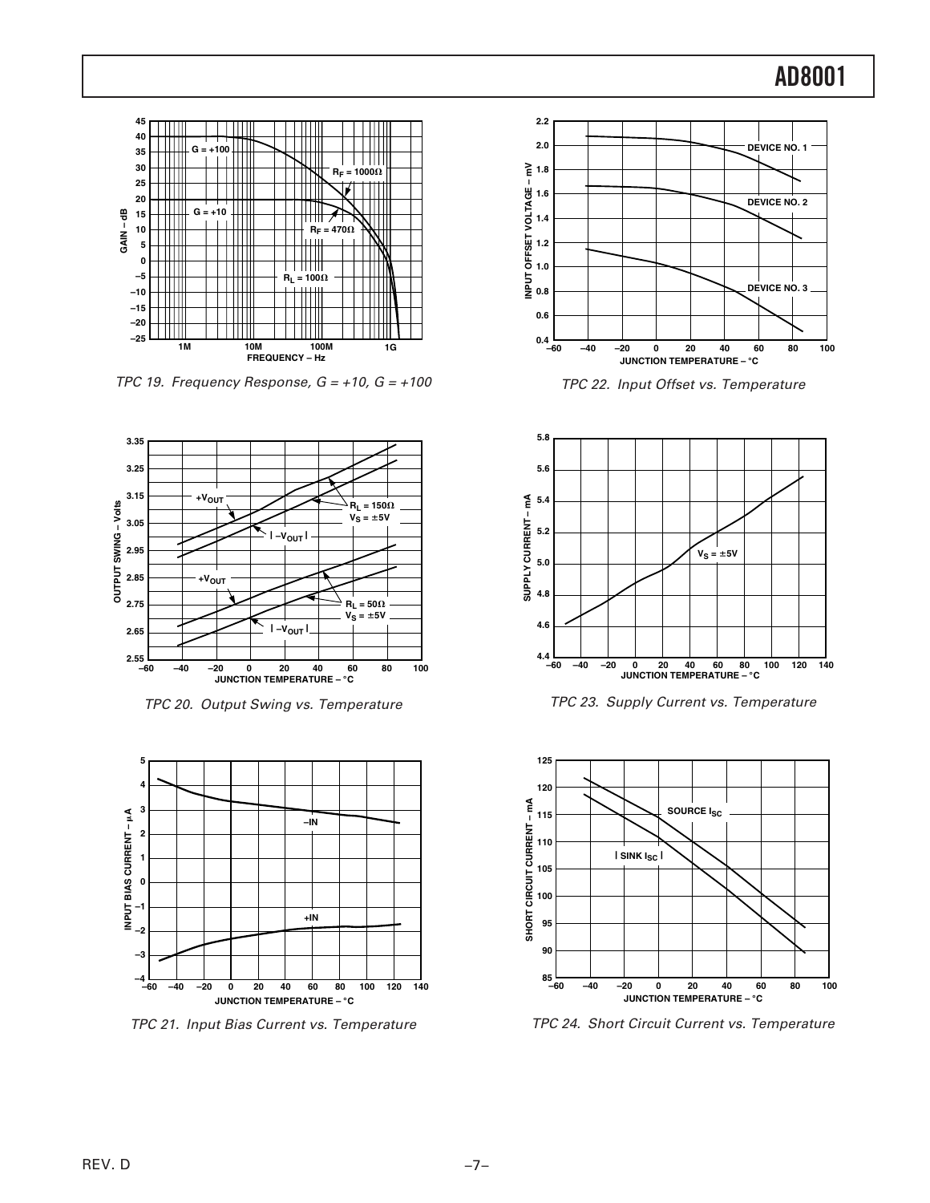TPC 19. Frequency Response, G = +10, G = +100

TPC 22. Input Offset vs. Temperature

TPC 20. Output Swing vs. Temperature

TPC 23. Supply Current vs. Temperature

TPC 21. Input Bias Current vs. Temperature

TPC 24. Short Circuit Current vs. Temperature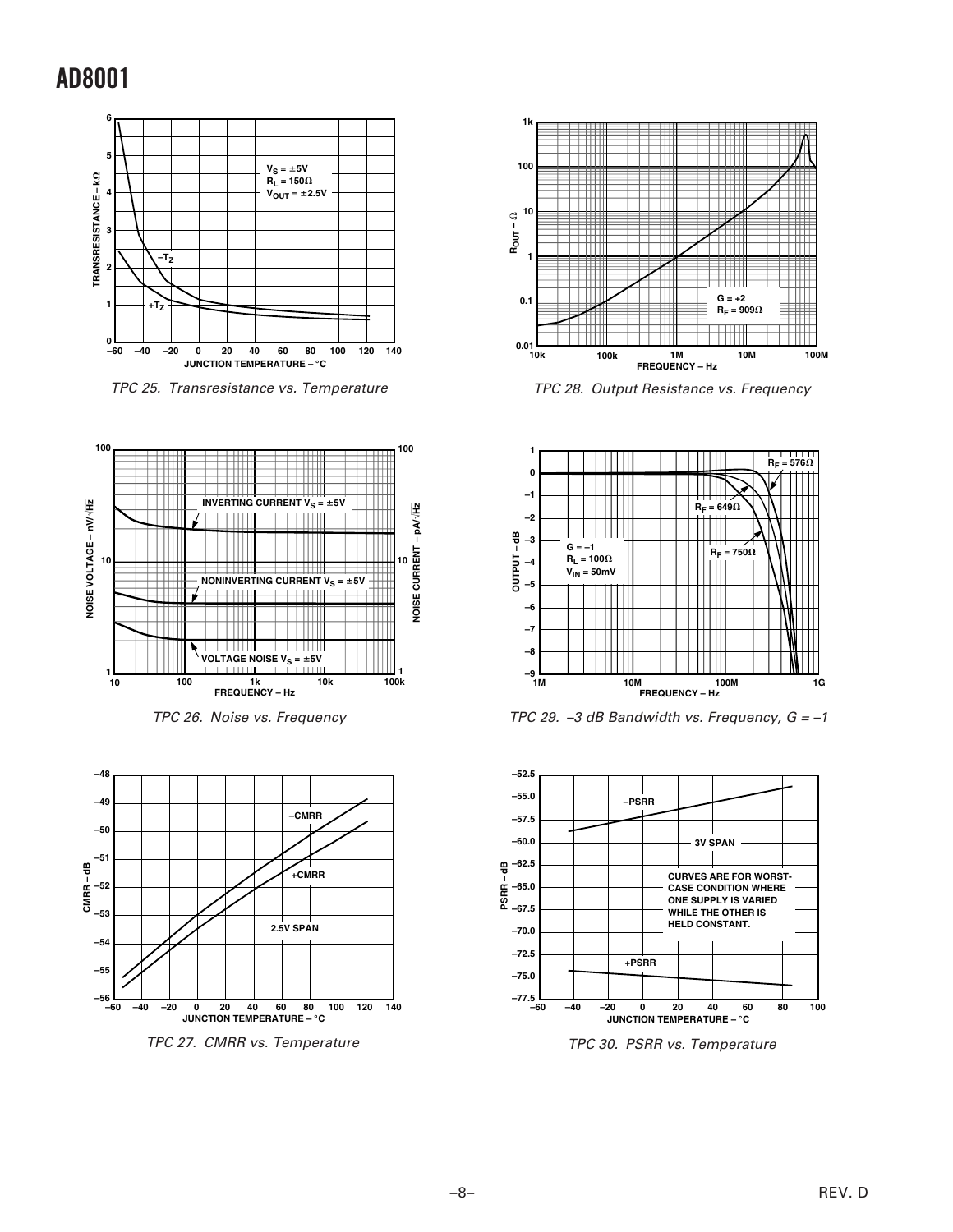TPC 25. Transresistance vs. Temperature

TPC 26. Noise vs. Frequency

TPC 27. CMRR vs. Temperature

TPC 28. Output Resistance vs. Frequency

TPC 29. –3 dB Bandwidth vs. Frequency, G = –1

TPC 30. PSRR vs. Temperature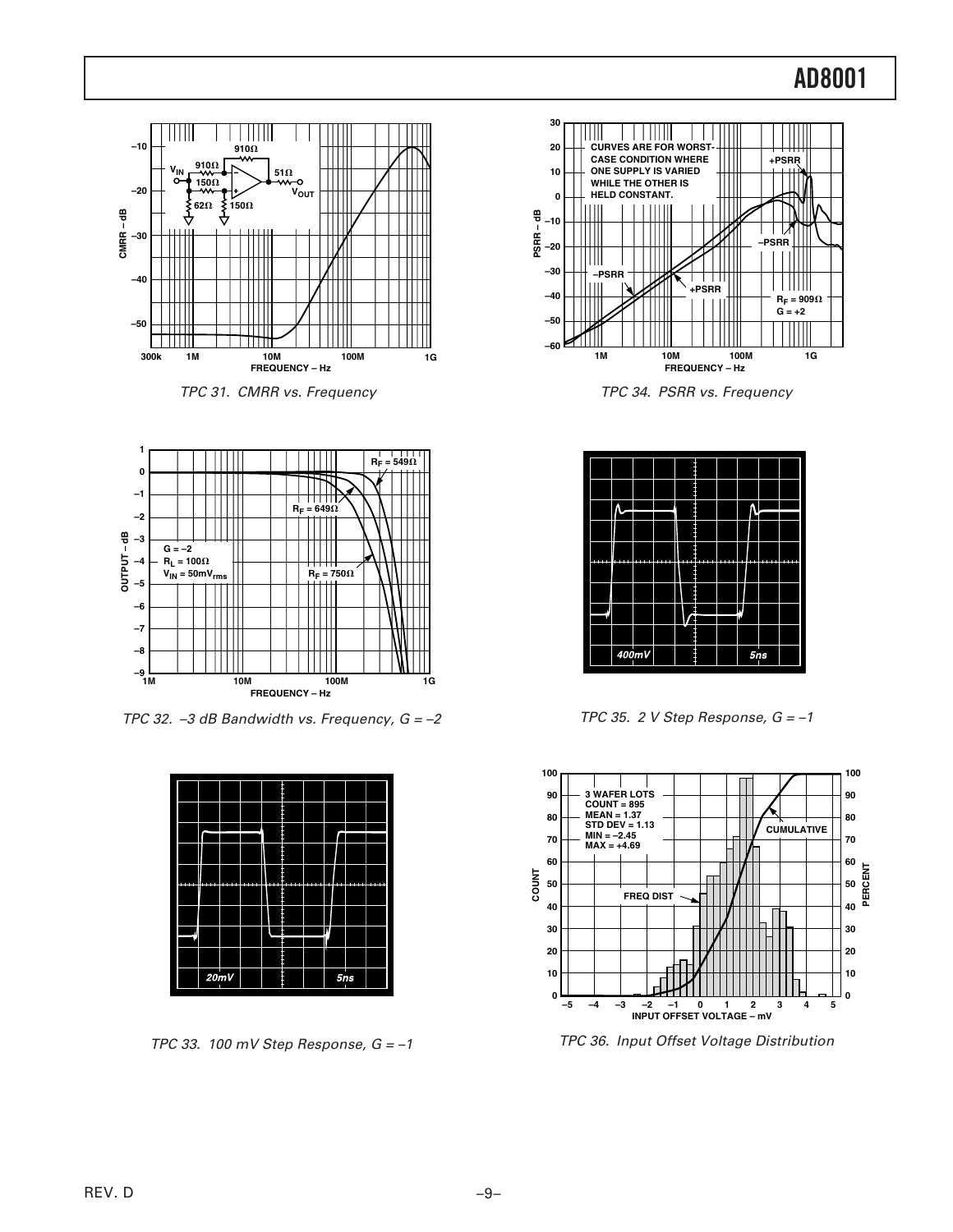TPC 31. CMRR vs. Frequency

TPC 32. –3 dB Bandwidth vs. Frequency, G = –2

TPC 33. 100 mV Step Response, G = –1

TPC 34. PSRR vs. Frequency

TPC 35. 2 V Step Response, G = –1

TPC 36. Input Offset Voltage Distribution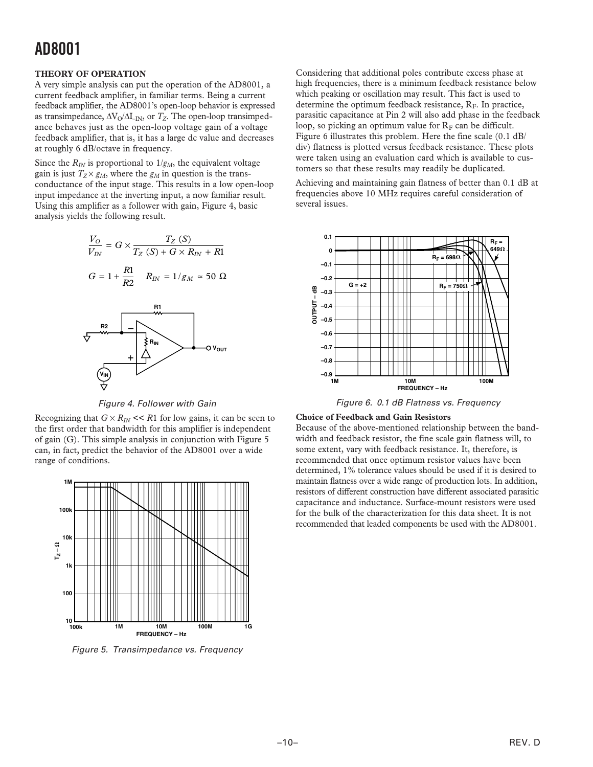## THEORY OF OPERATION

A very simple analysis can put the operation of the AD8001, a current feedback amplifier, in familiar terms. Being a current feedback amplifier, the AD8001's open-loop behavior is expressed as transimpedance, $\Delta V_O/\Delta I_{-IN}$, or $T_Z$. The open-loop transimpedance behaves just as the open-loop voltage gain of a voltage feedback amplifier, that is, it has a large dc value and decreases at roughly 6 dB/octave in frequency.

Since the $R_{IN}$ is proportional to $1/g_M$, the equivalent voltage gain is just $T_Z \times g_M$, where the $g_M$ in question is the transconductance of the input stage. This results in a low open-loop input impedance at the inverting input, a now familiar result. Using this amplifier as a follower with gain, Figure 4, basic analysis yields the following result.

$$\frac{V_O}{V_{IN}} = G \times \frac{T_Z\ (S)}{T_Z\ (S) + G \times R_{IN} + R1}$$

$$G = 1 + \frac{R1}{R2} \quad R_{IN} = 1/g_M \approx 50\ \Omega$$

Figure 4. Follower with Gain

Recognizing that $G \times R_{IN} << R1$ for low gains, it can be seen to the first order that bandwidth for this amplifier is independent of gain (G). This simple analysis in conjunction with Figure 5 can, in fact, predict the behavior of the AD8001 over a wide range of conditions.

Figure 5. Transimpedance vs. Frequency

Considering that additional poles contribute excess phase at high frequencies, there is a minimum feedback resistance below which peaking or oscillation may result. This fact is used to determine the optimum feedback resistance, $R_F$. In practice, parasitic capacitance at Pin 2 will also add phase in the feedback loop, so picking an optimum value for $R_F$ can be difficult. Figure 6 illustrates this problem. Here the fine scale (0.1 dB/div) flatness is plotted versus feedback resistance. These plots were taken using an evaluation card which is available to customers so that these results may readily be duplicated.

Achieving and maintaining gain flatness of better than 0.1 dB at frequencies above 10 MHz requires careful consideration of several issues.

Figure 6. 0.1 dB Flatness vs. Frequency

### Choice of Feedback and Gain Resistors

Because of the above-mentioned relationship between the bandwidth and feedback resistor, the fine scale gain flatness will, to some extent, vary with feedback resistance. It, therefore, is recommended that once optimum resistor values have been determined, 1% tolerance values should be used if it is desired to maintain flatness over a wide range of production lots. In addition, resistors of different construction have different associated parasitic capacitance and inductance. Surface-mount resistors were used for the bulk of the characterization for this data sheet. It is not recommended that leaded components be used with the AD8001.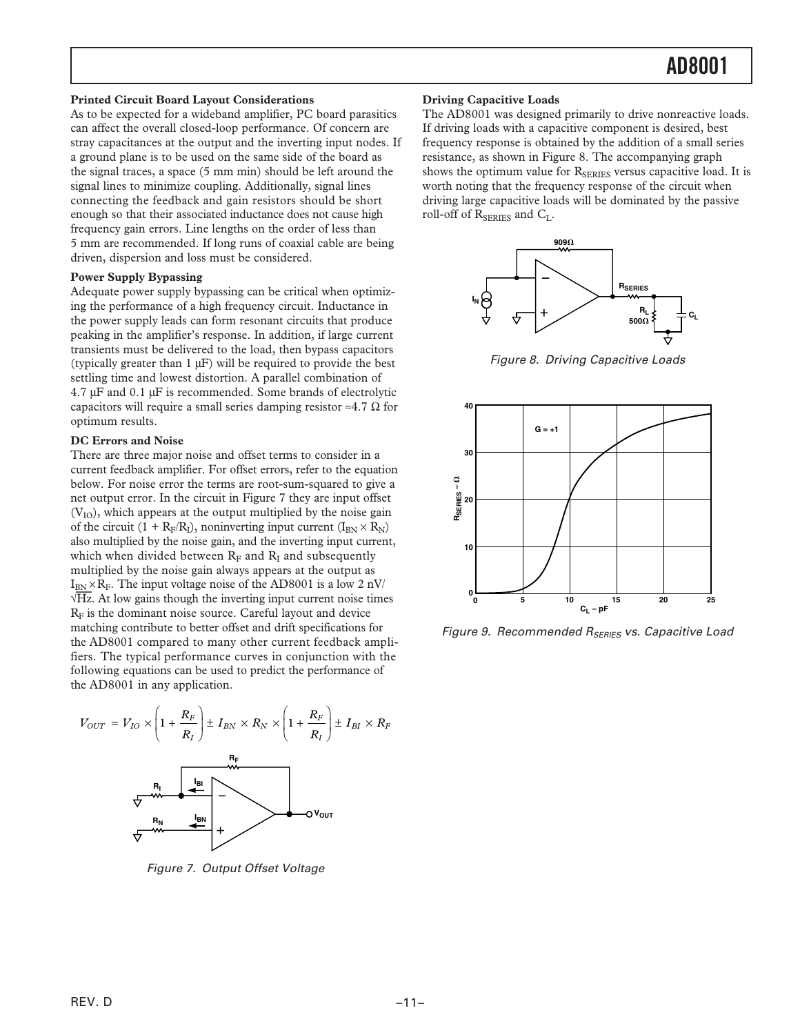### Printed Circuit Board Layout Considerations

As to be expected for a wideband amplifier, PC board parasitics can affect the overall closed-loop performance. Of concern are stray capacitances at the output and the inverting input nodes. If a ground plane is to be used on the same side of the board as the signal traces, a space (5 mm min) should be left around the signal lines to minimize coupling. Additionally, signal lines connecting the feedback and gain resistors should be short enough so that their associated inductance does not cause high frequency gain errors. Line lengths on the order of less than 5 mm are recommended. If long runs of coaxial cable are being driven, dispersion and loss must be considered.

### Power Supply Bypassing

Adequate power supply bypassing can be critical when optimizing the performance of a high frequency circuit. Inductance in the power supply leads can form resonant circuits that produce peaking in the amplifier's response. In addition, if large current transients must be delivered to the load, then bypass capacitors (typically greater than 1 µF) will be required to provide the best settling time and lowest distortion. A parallel combination of 4.7 µF and 0.1 µF is recommended. Some brands of electrolytic capacitors will require a small series damping resistor ≈4.7 Ω for optimum results.

### DC Errors and Noise

There are three major noise and offset terms to consider in a current feedback amplifier. For offset errors, refer to the equation below. For noise error the terms are root-sum-squared to give a net output error. In the circuit in Figure 7 they are input offset ($V_{IO}$), which appears at the output multiplied by the noise gain of the circuit ($1 + R_F/R_I$), noninverting input current ($I_{BN} \times R_N$) also multiplied by the noise gain, and the inverting input current, which when divided between $R_F$ and $R_I$ and subsequently multiplied by the noise gain always appears at the output as $I_{BN} \times R_F$. The input voltage noise of the AD8001 is a low 2 nV/$\sqrt{Hz}$. At low gains though the inverting input current noise times $R_F$ is the dominant noise source. Careful layout and device matching contribute to better offset and drift specifications for the AD8001 compared to many other current feedback amplifiers. The typical performance curves in conjunction with the following equations can be used to predict the performance of the AD8001 in any application.

$$V_{OUT} = V_{IO} \times \left(1 + \frac{R_F}{R_I}\right) \pm I_{BN} \times R_N \times \left(1 + \frac{R_F}{R_I}\right) \pm I_{BI} \times R_F$$

Figure 7. Output Offset Voltage

### Driving Capacitive Loads

The AD8001 was designed primarily to drive nonreactive loads. If driving loads with a capacitive component is desired, best frequency response is obtained by the addition of a small series resistance, as shown in Figure 8. The accompanying graph shows the optimum value for $R_{SERIES}$ versus capacitive load. It is worth noting that the frequency response of the circuit when driving large capacitive loads will be dominated by the passive roll-off of $R_{SERIES}$ and $C_L$.

Figure 8. Driving Capacitive Loads

Figure 9. Recommended $R_{SERIES}$ vs. Capacitive Load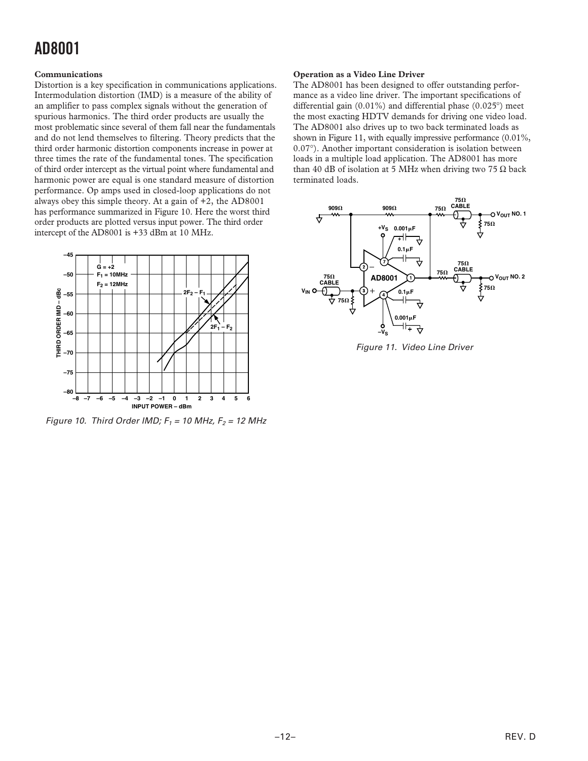### Communications

Distortion is a key specification in communications applications. Intermodulation distortion (IMD) is a measure of the ability of an amplifier to pass complex signals without the generation of spurious harmonics. The third order products are usually the most problematic since several of them fall near the fundamentals and do not lend themselves to filtering. Theory predicts that the third order harmonic distortion components increase in power at three times the rate of the fundamental tones. The specification of third order intercept as the virtual point where fundamental and harmonic power are equal is one standard measure of distortion performance. Op amps used in closed-loop applications do not always obey this simple theory. At a gain of +2, the AD8001 has performance summarized in Figure 10. Here the worst third order products are plotted versus input power. The third order intercept of the AD8001 is +33 dBm at 10 MHz.

Figure 10. Third Order IMD; $F_1$ = 10 MHz, $F_2$ = 12 MHz

### Operation as a Video Line Driver

The AD8001 has been designed to offer outstanding performance as a video line driver. The important specifications of differential gain (0.01%) and differential phase (0.025°) meet the most exacting HDTV demands for driving one video load. The AD8001 also drives up to two back terminated loads as shown in Figure 11, with equally impressive performance (0.01%, 0.07°). Another important consideration is isolation between loads in a multiple load application. The AD8001 has more than 40 dB of isolation at 5 MHz when driving two 75 Ω back terminated loads.

Figure 11. Video Line Driver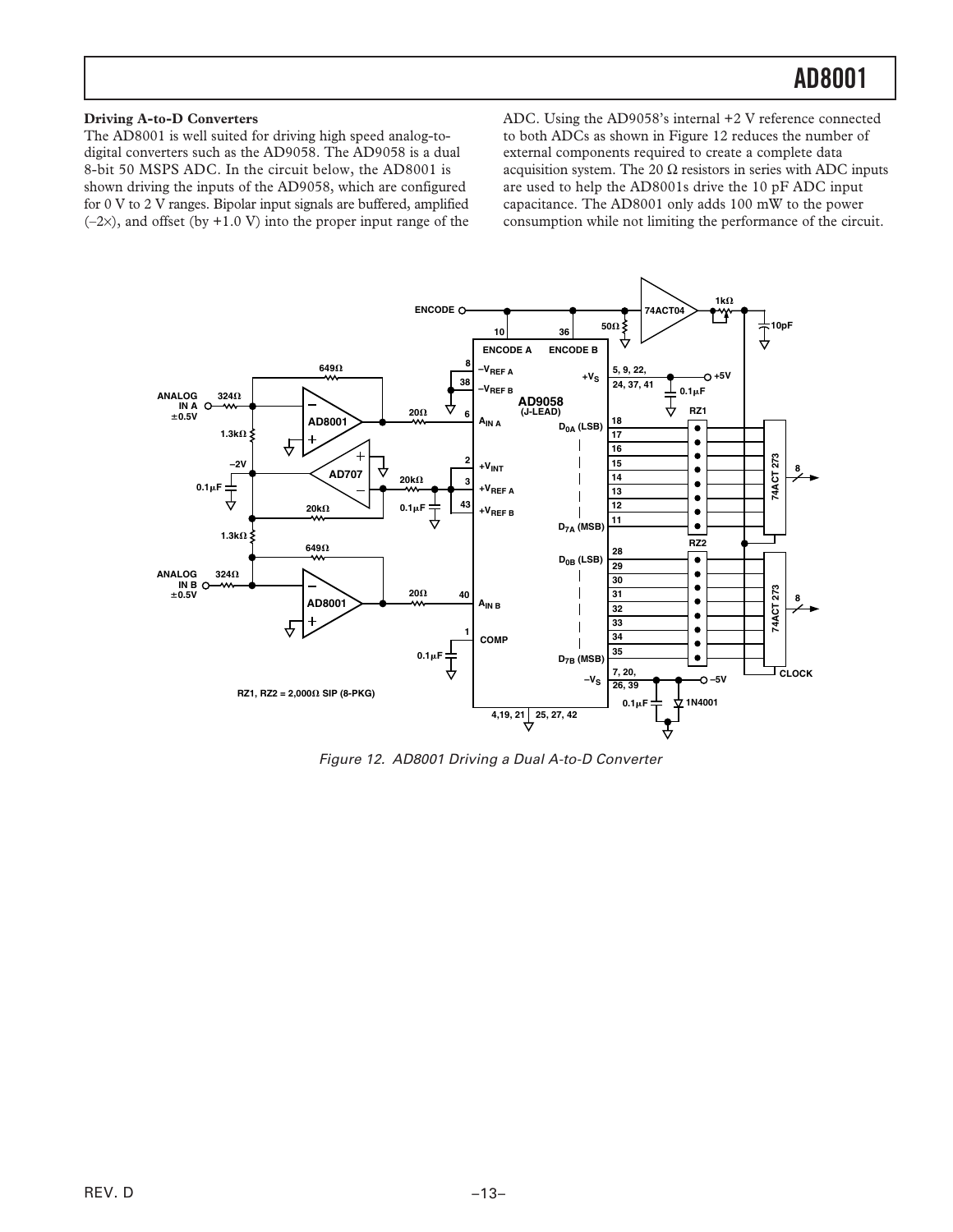### Driving A-to-D Converters

The AD8001 is well suited for driving high speed analog-to-digital converters such as the AD9058. The AD9058 is a dual 8-bit 50 MSPS ADC. In the circuit below, the AD8001 is shown driving the inputs of the AD9058, which are configured for 0 V to 2 V ranges. Bipolar input signals are buffered, amplified (–2×), and offset (by +1.0 V) into the proper input range of the ADC. Using the AD9058's internal +2 V reference connected to both ADCs as shown in Figure 12 reduces the number of external components required to create a complete data acquisition system. The 20 Ω resistors in series with ADC inputs are used to help the AD8001s drive the 10 pF ADC input capacitance. The AD8001 only adds 100 mW to the power consumption while not limiting the performance of the circuit.

*Figure 12. AD8001 Driving a Dual A-to-D Converter*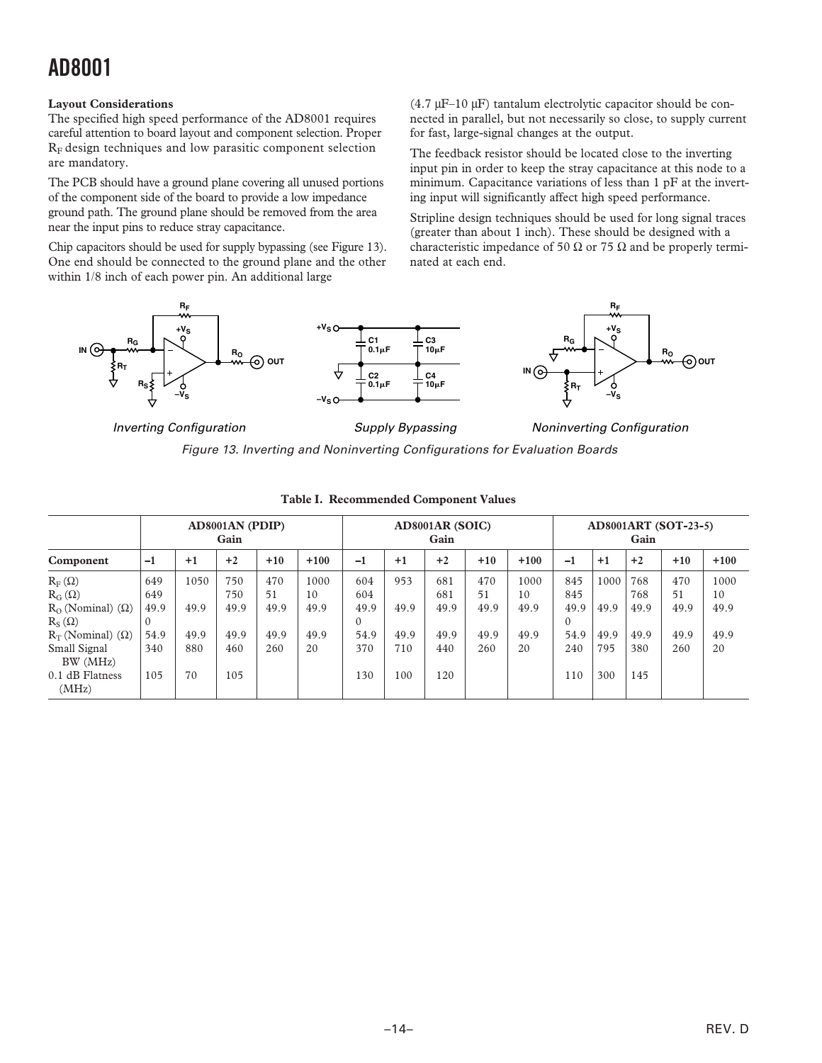### Layout Considerations

The specified high speed performance of the AD8001 requires careful attention to board layout and component selection. Proper $R_F$ design techniques and low parasitic component selection are mandatory.

The PCB should have a ground plane covering all unused portions of the component side of the board to provide a low impedance ground path. The ground plane should be removed from the area near the input pins to reduce stray capacitance.

Chip capacitors should be used for supply bypassing (see Figure 13). One end should be connected to the ground plane and the other within 1/8 inch of each power pin. An additional large (4.7 μF–10 μF) tantalum electrolytic capacitor should be connected in parallel, but not necessarily so close, to supply current for fast, large-signal changes at the output.

The feedback resistor should be located close to the inverting input pin in order to keep the stray capacitance at this node to a minimum. Capacitance variations of less than 1 pF at the inverting input will significantly affect high speed performance.

Stripline design techniques should be used for long signal traces (greater than about 1 inch). These should be designed with a characteristic impedance of 50 Ω or 75 Ω and be properly terminated at each end.

*Inverting Configuration* — *Supply Bypassing* — *Noninverting Configuration*

*Figure 13. Inverting and Noninverting Configurations for Evaluation Boards*

**Table I. Recommended Component Values**

| | AD8001AN (PDIP) Gain | | | | | AD8001AR (SOIC) Gain | | | | | AD8001ART (SOT-23-5) Gain | | | | |
|---|---|---|---|---|---|---|---|---|---|---|---|---|---|---|---|
| **Component** | **–1** | **+1** | **+2** | **+10** | **+100** | **–1** | **+1** | **+2** | **+10** | **+100** | **–1** | **+1** | **+2** | **+10** | **+100** |
| $R_F$ (Ω) | 649 | 1050 | 750 | 470 | 1000 | 604 | 953 | 681 | 470 | 1000 | 845 | 1000 | 768 | 470 | 1000 |
| $R_G$ (Ω) | 649 | | 750 | 51 | 10 | 604 | | 681 | 51 | 10 | 845 | | 768 | 51 | 10 |
| $R_O$ (Nominal) (Ω) | 49.9 | 49.9 | 49.9 | 49.9 | 49.9 | 49.9 | 49.9 | 49.9 | 49.9 | 49.9 | 49.9 | 49.9 | 49.9 | 49.9 | 49.9 |
| $R_S$ (Ω) | 0 | | | | | 0 | | | | | 0 | | | | |
| $R_T$ (Nominal) (Ω) | 54.9 | 49.9 | 49.9 | 49.9 | 49.9 | 54.9 | 49.9 | 49.9 | 49.9 | 49.9 | 54.9 | 49.9 | 49.9 | 49.9 | 49.9 |
| Small Signal BW (MHz) | 340 | 880 | 460 | 260 | 20 | 370 | 710 | 440 | 260 | 20 | 240 | 795 | 380 | 260 | 20 |
| 0.1 dB Flatness (MHz) | 105 | 70 | 105 | | | 130 | 100 | 120 | | | 110 | 300 | 145 | | |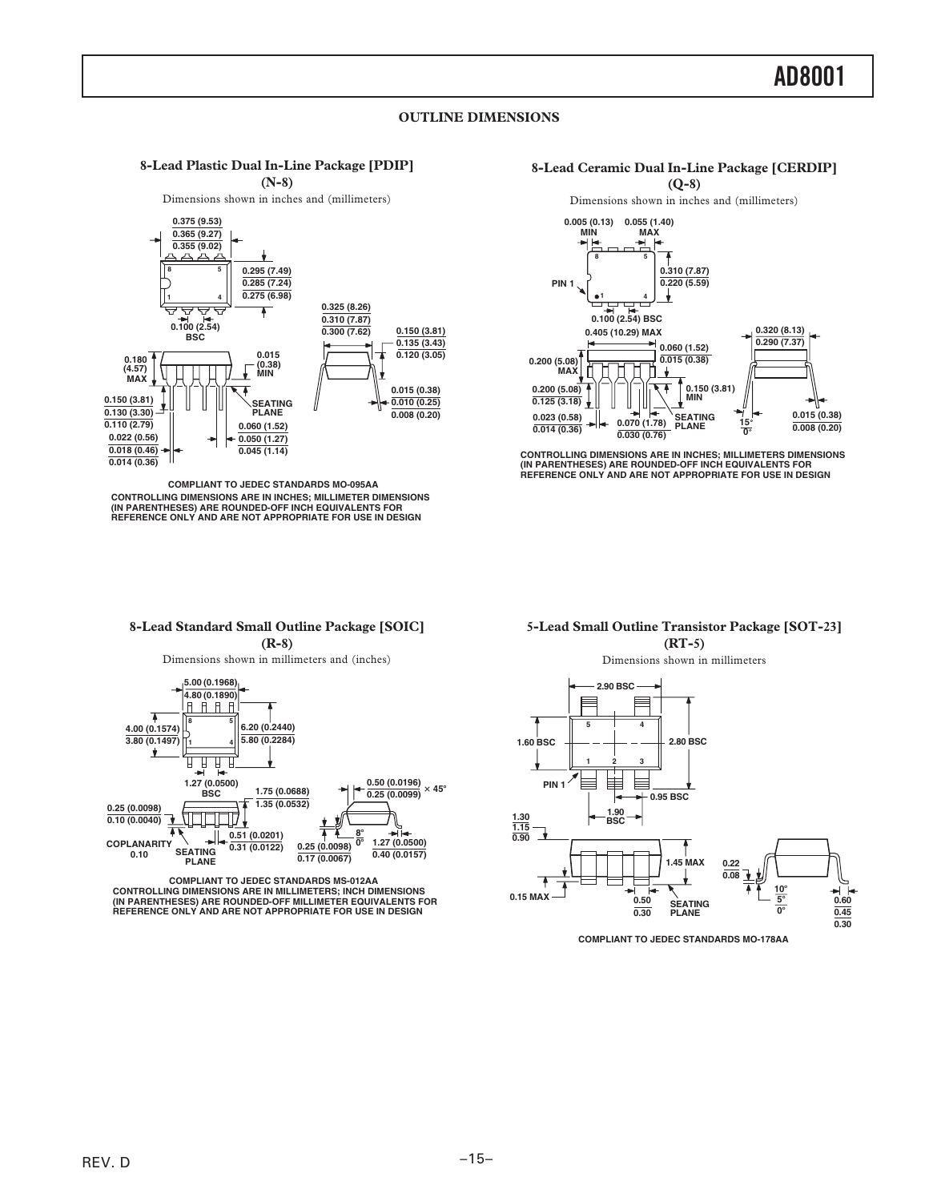## OUTLINE DIMENSIONS

### 8-Lead Plastic Dual In-Line Package [PDIP] (N-8)

Dimensions shown in inches and (millimeters)

0.375 (9.53)
0.365 (9.27)
0.355 (9.02)

0.295 (7.49)
0.285 (7.24)
0.275 (6.98)

0.100 (2.54) BSC

0.325 (8.26)
0.310 (7.87)
0.300 (7.62)

0.180 (4.57) MAX

0.015 (0.38) MIN

0.150 (3.81)
0.135 (3.43)
0.120 (3.05)

0.150 (3.81)
0.130 (3.30)
0.110 (2.79)

SEATING PLANE

0.015 (0.38)
0.010 (0.25)
0.008 (0.20)

0.022 (0.56)
0.018 (0.46)
0.014 (0.36)

0.060 (1.52)
0.050 (1.27)
0.045 (1.14)

COMPLIANT TO JEDEC STANDARDS MO-095AA

CONTROLLING DIMENSIONS ARE IN INCHES; MILLIMETER DIMENSIONS (IN PARENTHESES) ARE ROUNDED-OFF INCH EQUIVALENTS FOR REFERENCE ONLY AND ARE NOT APPROPRIATE FOR USE IN DESIGN

### 8-Lead Ceramic Dual In-Line Package [CERDIP] (Q-8)

Dimensions shown in inches and (millimeters)

0.005 (0.13) MIN

0.055 (1.40) MAX

0.310 (7.87)
0.220 (5.59)

PIN 1

0.100 (2.54) BSC

0.405 (10.29) MAX

0.320 (8.13)
0.290 (7.37)

0.060 (1.52)
0.015 (0.38)

0.200 (5.08) MAX

0.200 (5.08)
0.125 (3.18)

0.150 (3.81) MIN

0.023 (0.58)
0.014 (0.36)

0.070 (1.78)
0.030 (0.76)

SEATING PLANE

15°
0°

0.015 (0.38)
0.008 (0.20)

CONTROLLING DIMENSIONS ARE IN INCHES; MILLIMETERS DIMENSIONS (IN PARENTHESES) ARE ROUNDED-OFF INCH EQUIVALENTS FOR REFERENCE ONLY AND ARE NOT APPROPRIATE FOR USE IN DESIGN

### 8-Lead Standard Small Outline Package [SOIC] (R-8)

Dimensions shown in millimeters and (inches)

5.00 (0.1968)
4.80 (0.1890)

4.00 (0.1574)
3.80 (0.1497)

6.20 (0.2440)
5.80 (0.2284)

1.27 (0.0500) BSC

1.75 (0.0688)
1.35 (0.0532)

0.50 (0.0196)
0.25 (0.0099) × 45°

0.25 (0.0098)
0.10 (0.0040)

COPLANARITY 0.10

SEATING PLANE

0.51 (0.0201)
0.31 (0.0122)

8°
0°

0.25 (0.0098)
0.17 (0.0067)

1.27 (0.0500)
0.40 (0.0157)

COMPLIANT TO JEDEC STANDARDS MS-012AA

CONTROLLING DIMENSIONS ARE IN MILLIMETERS; INCH DIMENSIONS (IN PARENTHESES) ARE ROUNDED-OFF MILLIMETER EQUIVALENTS FOR REFERENCE ONLY AND ARE NOT APPROPRIATE FOR USE IN DESIGN

### 5-Lead Small Outline Transistor Package [SOT-23] (RT-5)

Dimensions shown in millimeters

2.90 BSC

1.60 BSC

2.80 BSC

PIN 1

0.95 BSC

1.90 BSC

1.30
1.15
0.90

1.45 MAX

0.22
0.08

10°
5°
0°

0.15 MAX

0.50
0.30

SEATING PLANE

0.60
0.45
0.30

COMPLIANT TO JEDEC STANDARDS MO-178AA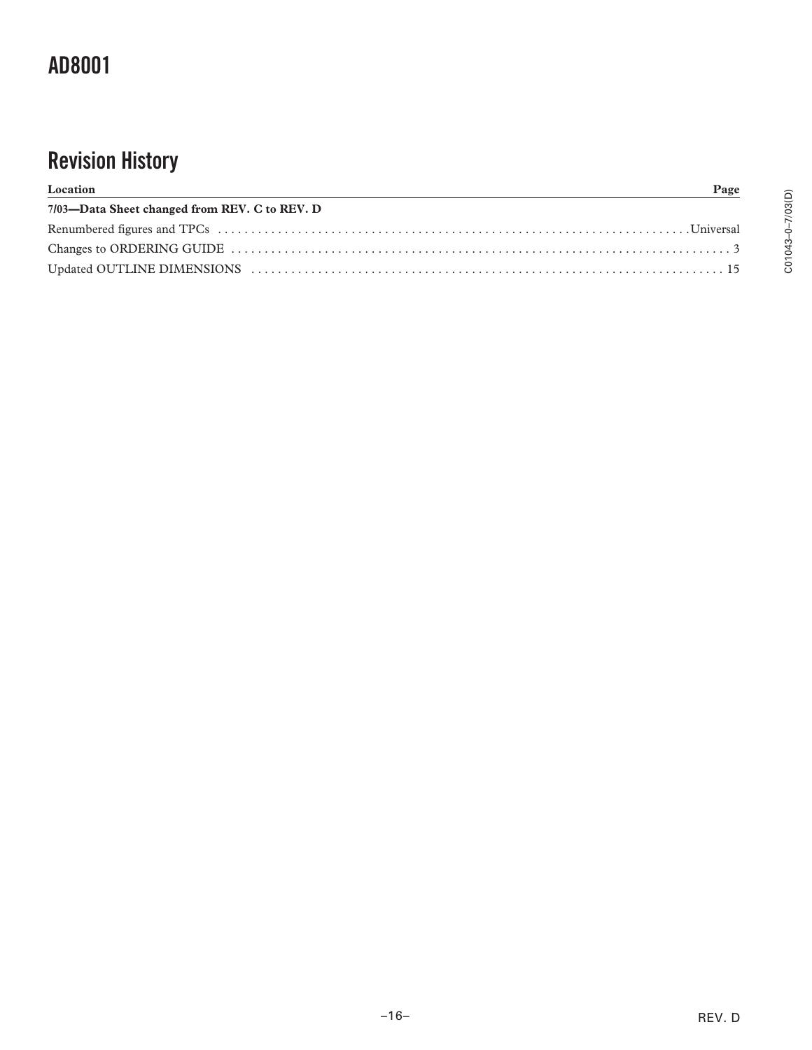## Revision History

| Location | Page |
|---|---|
| **7/03—Data Sheet changed from REV. C to REV. D** | |
| Renumbered figures and TPCs | Universal |
| Changes to ORDERING GUIDE | 3 |
| Updated OUTLINE DIMENSIONS | 15 |

C01043–0–7/03(D)